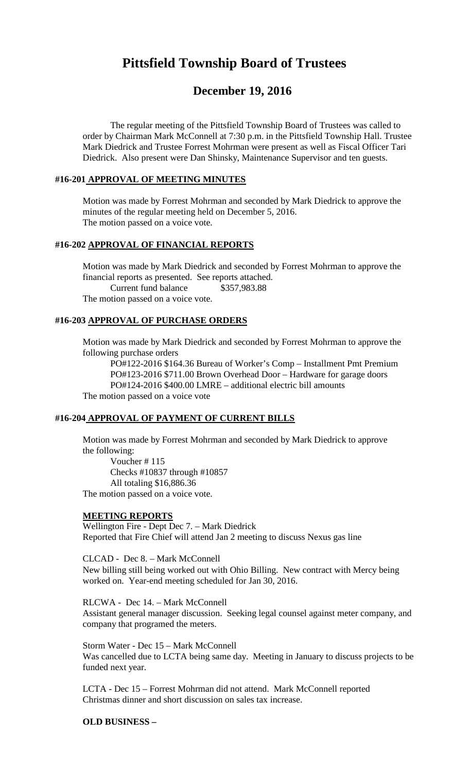# Pittsfield Township Board of Trustees

## December 19, 2016

The regular meeting of the Pittsfield Township Board of Trustees was called to order by Chairman Mark McConnell at 7:30 p.m. in the Pittsfield Township Hall. Trustee Mark Diedrick and Trustee Forrest Mohrman were present as well as Fiscal Officer Tari Diedrick. Also present were Dan Shinsky, Maintenance Supervisor and ten guests.

### #16-201 **APPROVAL OF MEETING MINUTES**

Motion was made by Forrest Mohrman and seconded by Mark Diedrick to approve the minutes of the regular meeting held on December 5, 2016.
The motion passed on a voice vote.

### #16-202 **APPROVAL OF FINANCIAL REPORTS**

Motion was made by Mark Diedrick and seconded by Forrest Mohrman to approve the financial reports as presented. See reports attached.
Current fund balance $357,983.88
The motion passed on a voice vote.

### #16-203 **APPROVAL OF PURCHASE ORDERS**

Motion was made by Mark Diedrick and seconded by Forrest Mohrman to approve the following purchase orders

PO#122-2016 $164.36 Bureau of Worker's Comp – Installment Pmt Premium
PO#123-2016 $711.00 Brown Overhead Door – Hardware for garage doors
PO#124-2016 $400.00 LMRE – additional electric bill amounts

The motion passed on a voice vote

### #16-204 **APPROVAL OF PAYMENT OF CURRENT BILLS**

Motion was made by Forrest Mohrman and seconded by Mark Diedrick to approve the following:

Voucher # 115
Checks #10837 through #10857
All totaling $16,886.36

The motion passed on a voice vote.

### **MEETING REPORTS**

Wellington Fire - Dept Dec 7. – Mark Diedrick
Reported that Fire Chief will attend Jan 2 meeting to discuss Nexus gas line

CLCAD - Dec 8. – Mark McConnell
New billing still being worked out with Ohio Billing. New contract with Mercy being worked on. Year-end meeting scheduled for Jan 30, 2016.

RLCWA - Dec 14. – Mark McConnell
Assistant general manager discussion. Seeking legal counsel against meter company, and company that programed the meters.

Storm Water - Dec 15 – Mark McConnell
Was cancelled due to LCTA being same day. Meeting in January to discuss projects to be funded next year.

LCTA - Dec 15 – Forrest Mohrman did not attend. Mark McConnell reported Christmas dinner and short discussion on sales tax increase.

### **OLD BUSINESS –**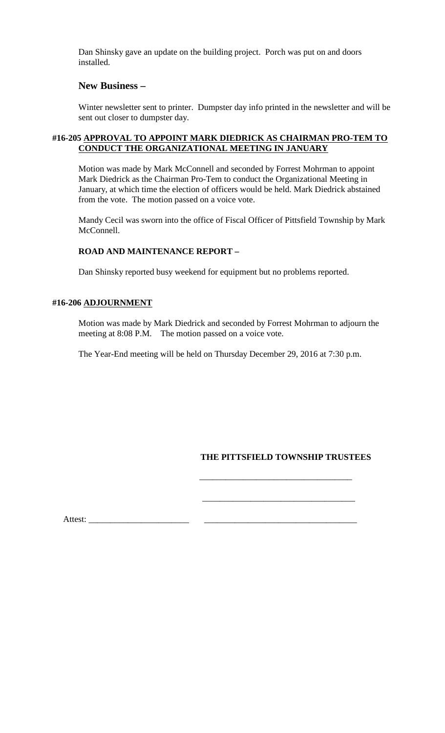Dan Shinsky gave an update on the building project. Porch was put on and doors installed.

## New Business –

Winter newsletter sent to printer. Dumpster day info printed in the newsletter and will be sent out closer to dumpster day.

**#16-205 <u>APPROVAL TO APPOINT MARK DIEDRICK AS CHAIRMAN PRO-TEM TO CONDUCT THE ORGANIZATIONAL MEETING IN JANUARY</u>**

Motion was made by Mark McConnell and seconded by Forrest Mohrman to appoint Mark Diedrick as the Chairman Pro-Tem to conduct the Organizational Meeting in January, at which time the election of officers would be held. Mark Diedrick abstained from the vote. The motion passed on a voice vote.

Mandy Cecil was sworn into the office of Fiscal Officer of Pittsfield Township by Mark McConnell.

**ROAD AND MAINTENANCE REPORT –**

Dan Shinsky reported busy weekend for equipment but no problems reported.

**#16-206 <u>ADJOURNMENT</u>**

Motion was made by Mark Diedrick and seconded by Forrest Mohrman to adjourn the meeting at 8:08 P.M. The motion passed on a voice vote.

The Year-End meeting will be held on Thursday December 29, 2016 at 7:30 p.m.

**THE PITTSFIELD TOWNSHIP TRUSTEES**

___________________________________

___________________________________

Attest: _______________________ ___________________________________